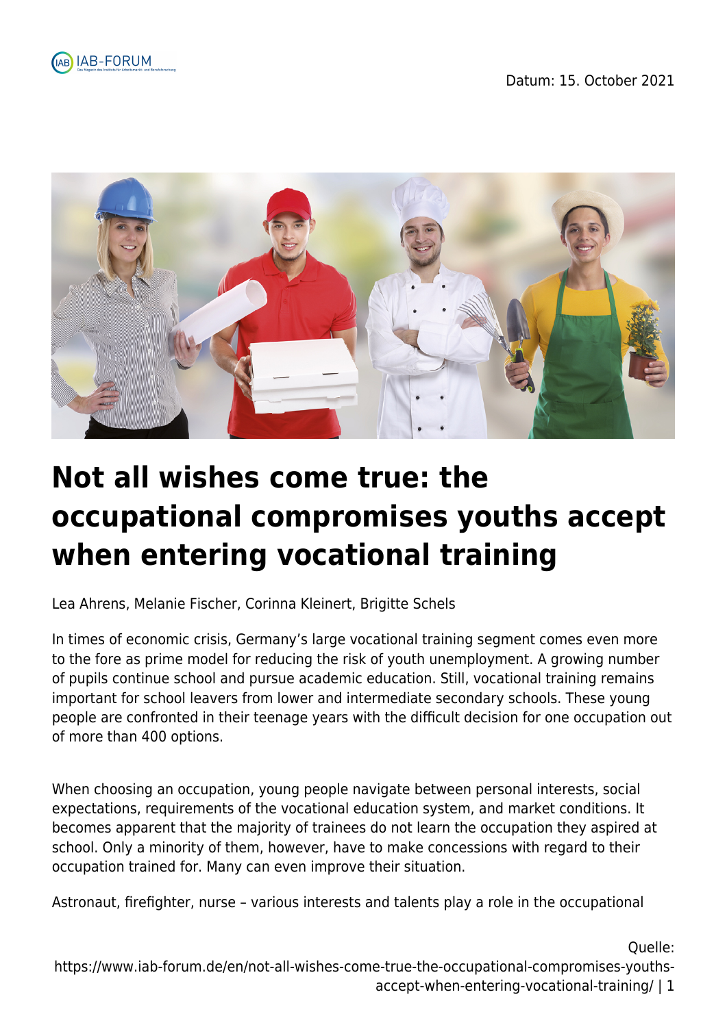# Not all wishes come true: the occupational compromises youths accept when entering vocational training

Lea Ahrens, Melanie Fischer, Corinna Kleinert, Brigitte Schels

In times of economic crisis, Germany's large vocational training segment comes even more to the fore as prime model for reducing the risk of youth unemployment. A growing number of pupils continue school and pursue academic education. Still, vocational training remains important for school leavers from lower and intermediate secondary schools. These young people are confronted in their teenage years with the difficult decision for one occupation out of more than 400 options.

When choosing an occupation, young people navigate between personal interests, social expectations, requirements of the vocational education system, and market conditions. It becomes apparent that the majority of trainees do not learn the occupation they aspired at school. Only a minority of them, however, have to make concessions with regard to their occupation trained for. Many can even improve their situation.

Astronaut, firefighter, nurse – various interests and talents play a role in the occupational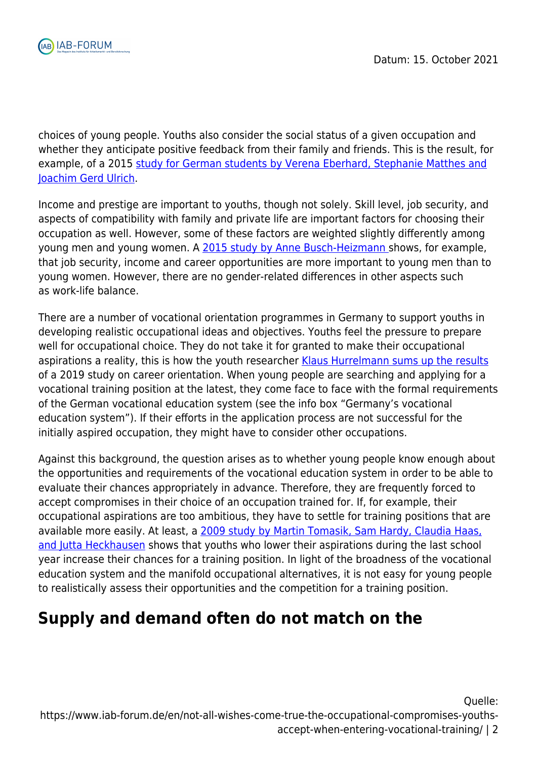choices of young people. Youths also consider the social status of a given occupation and whether they anticipate positive feedback from their family and friends. This is the result, for example, of a 2015 study for German students by Verena Eberhard, Stephanie Matthes and Joachim Gerd Ulrich.

Income and prestige are important to youths, though not solely. Skill level, job security, and aspects of compatibility with family and private life are important factors for choosing their occupation as well. However, some of these factors are weighted slightly differently among young men and young women. A 2015 study by Anne Busch-Heizmann shows, for example, that job security, income and career opportunities are more important to young men than to young women. However, there are no gender-related differences in other aspects such as work-life balance.

There are a number of vocational orientation programmes in Germany to support youths in developing realistic occupational ideas and objectives. Youths feel the pressure to prepare well for occupational choice. They do not take it for granted to make their occupational aspirations a reality, this is how the youth researcher Klaus Hurrelmann sums up the results of a 2019 study on career orientation. When young people are searching and applying for a vocational training position at the latest, they come face to face with the formal requirements of the German vocational education system (see the info box "Germany's vocational education system"). If their efforts in the application process are not successful for the initially aspired occupation, they might have to consider other occupations.

Against this background, the question arises as to whether young people know enough about the opportunities and requirements of the vocational education system in order to be able to evaluate their chances appropriately in advance. Therefore, they are frequently forced to accept compromises in their choice of an occupation trained for. If, for example, their occupational aspirations are too ambitious, they have to settle for training positions that are available more easily. At least, a 2009 study by Martin Tomasik, Sam Hardy, Claudia Haas, and Jutta Heckhausen shows that youths who lower their aspirations during the last school year increase their chances for a training position. In light of the broadness of the vocational education system and the manifold occupational alternatives, it is not easy for young people to realistically assess their opportunities and the competition for a training position.

## Supply and demand often do not match on the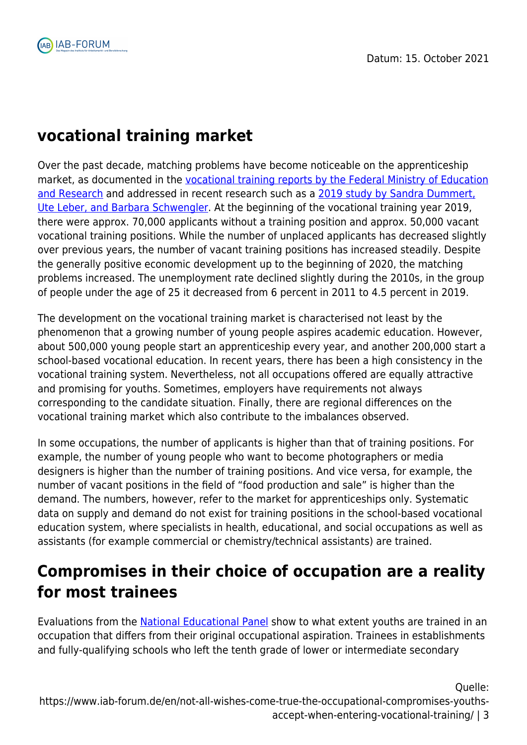## vocational training market

Over the past decade, matching problems have become noticeable on the apprenticeship market, as documented in the [vocational training reports by the Federal Ministry of Education and Research]() and addressed in recent research such as a [2019 study by Sandra Dummert, Ute Leber, and Barbara Schwengler](). At the beginning of the vocational training year 2019, there were approx. 70,000 applicants without a training position and approx. 50,000 vacant vocational training positions. While the number of unplaced applicants has decreased slightly over previous years, the number of vacant training positions has increased steadily. Despite the generally positive economic development up to the beginning of 2020, the matching problems increased. The unemployment rate declined slightly during the 2010s, in the group of people under the age of 25 it decreased from 6 percent in 2011 to 4.5 percent in 2019.

The development on the vocational training market is characterised not least by the phenomenon that a growing number of young people aspires academic education. However, about 500,000 young people start an apprenticeship every year, and another 200,000 start a school-based vocational education. In recent years, there has been a high consistency in the vocational training system. Nevertheless, not all occupations offered are equally attractive and promising for youths. Sometimes, employers have requirements not always corresponding to the candidate situation. Finally, there are regional differences on the vocational training market which also contribute to the imbalances observed.

In some occupations, the number of applicants is higher than that of training positions. For example, the number of young people who want to become photographers or media designers is higher than the number of training positions. And vice versa, for example, the number of vacant positions in the field of "food production and sale" is higher than the demand. The numbers, however, refer to the market for apprenticeships only. Systematic data on supply and demand do not exist for training positions in the school-based vocational education system, where specialists in health, educational, and social occupations as well as assistants (for example commercial or chemistry/technical assistants) are trained.

## Compromises in their choice of occupation are a reality for most trainees

Evaluations from the [National Educational Panel]() show to what extent youths are trained in an occupation that differs from their original occupational aspiration. Trainees in establishments and fully-qualifying schools who left the tenth grade of lower or intermediate secondary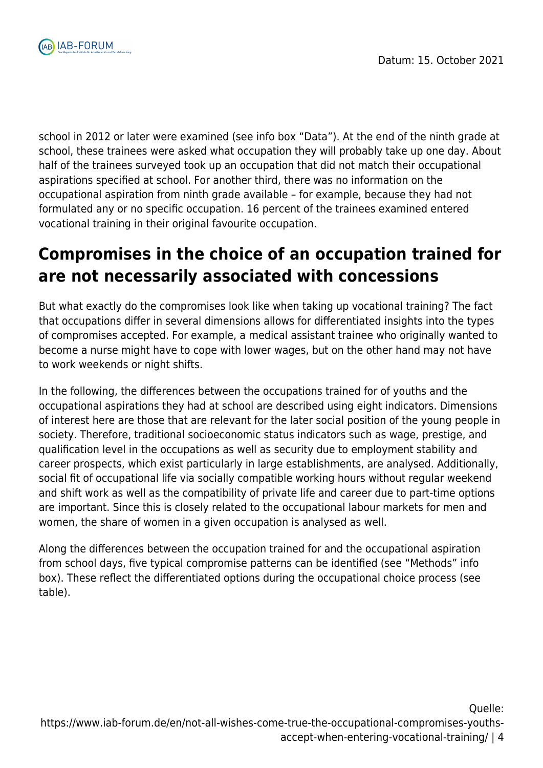school in 2012 or later were examined (see info box "Data"). At the end of the ninth grade at school, these trainees were asked what occupation they will probably take up one day. About half of the trainees surveyed took up an occupation that did not match their occupational aspirations specified at school. For another third, there was no information on the occupational aspiration from ninth grade available – for example, because they had not formulated any or no specific occupation. 16 percent of the trainees examined entered vocational training in their original favourite occupation.

## Compromises in the choice of an occupation trained for are not necessarily associated with concessions

But what exactly do the compromises look like when taking up vocational training? The fact that occupations differ in several dimensions allows for differentiated insights into the types of compromises accepted. For example, a medical assistant trainee who originally wanted to become a nurse might have to cope with lower wages, but on the other hand may not have to work weekends or night shifts.

In the following, the differences between the occupations trained for of youths and the occupational aspirations they had at school are described using eight indicators. Dimensions of interest here are those that are relevant for the later social position of the young people in society. Therefore, traditional socioeconomic status indicators such as wage, prestige, and qualification level in the occupations as well as security due to employment stability and career prospects, which exist particularly in large establishments, are analysed. Additionally, social fit of occupational life via socially compatible working hours without regular weekend and shift work as well as the compatibility of private life and career due to part-time options are important. Since this is closely related to the occupational labour markets for men and women, the share of women in a given occupation is analysed as well.

Along the differences between the occupation trained for and the occupational aspiration from school days, five typical compromise patterns can be identified (see "Methods" info box). These reflect the differentiated options during the occupational choice process (see table).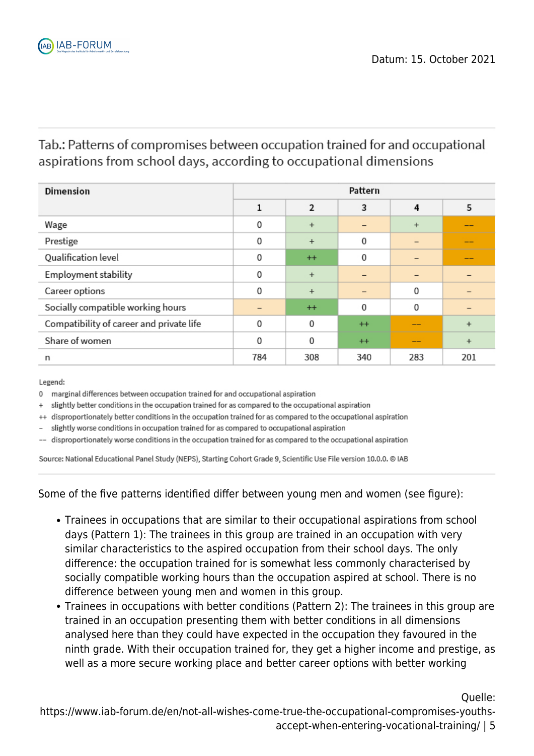Tab.: Patterns of compromises between occupation trained for and occupational aspirations from school days, according to occupational dimensions

| Dimension | Pattern | | | | |
|---|---|---|---|---|---|
| | 1 | 2 | 3 | 4 | 5 |
| Wage | 0 | + | – | + | –– |
| Prestige | 0 | + | 0 | – | –– |
| Qualification level | 0 | ++ | 0 | – | –– |
| Employment stability | 0 | + | – | – | – |
| Career options | 0 | + | – | 0 | – |
| Socially compatible working hours | – | ++ | 0 | 0 | – |
| Compatibility of career and private life | 0 | 0 | ++ | –– | + |
| Share of women | 0 | 0 | ++ | –– | + |
| n | 784 | 308 | 340 | 283 | 201 |

Legend:

0 marginal differences between occupation trained for and occupational aspiration

\+ slightly better conditions in the occupation trained for as compared to the occupational aspiration

++ disproportionately better conditions in the occupation trained for as compared to the occupational aspiration

– slightly worse conditions in occupation trained for as compared to occupational aspiration

–– disproportionately worse conditions in the occupation trained for as compared to the occupational aspiration

Source: National Educational Panel Study (NEPS), Starting Cohort Grade 9, Scientific Use File version 10.0.0. © IAB

Some of the five patterns identified differ between young men and women (see figure):

- Trainees in occupations that are similar to their occupational aspirations from school days (Pattern 1): The trainees in this group are trained in an occupation with very similar characteristics to the aspired occupation from their school days. The only difference: the occupation trained for is somewhat less commonly characterised by socially compatible working hours than the occupation aspired at school. There is no difference between young men and women in this group.
- Trainees in occupations with better conditions (Pattern 2): The trainees in this group are trained in an occupation presenting them with better conditions in all dimensions analysed here than they could have expected in the occupation they favoured in the ninth grade. With their occupation trained for, they get a higher income and prestige, as well as a more secure working place and better career options with better working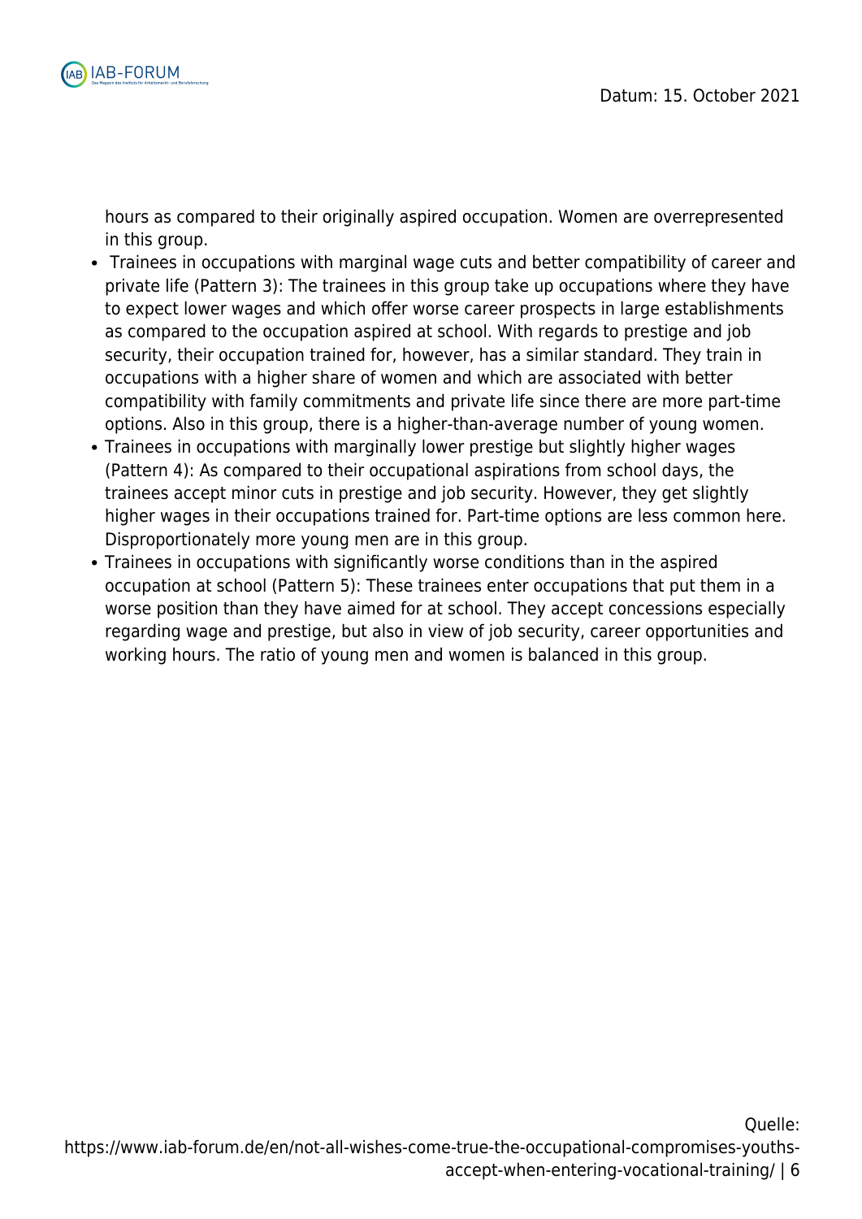hours as compared to their originally aspired occupation. Women are overrepresented in this group.

- Trainees in occupations with marginal wage cuts and better compatibility of career and private life (Pattern 3): The trainees in this group take up occupations where they have to expect lower wages and which offer worse career prospects in large establishments as compared to the occupation aspired at school. With regards to prestige and job security, their occupation trained for, however, has a similar standard. They train in occupations with a higher share of women and which are associated with better compatibility with family commitments and private life since there are more part-time options. Also in this group, there is a higher-than-average number of young women.
- Trainees in occupations with marginally lower prestige but slightly higher wages (Pattern 4): As compared to their occupational aspirations from school days, the trainees accept minor cuts in prestige and job security. However, they get slightly higher wages in their occupations trained for. Part-time options are less common here. Disproportionately more young men are in this group.
- Trainees in occupations with significantly worse conditions than in the aspired occupation at school (Pattern 5): These trainees enter occupations that put them in a worse position than they have aimed for at school. They accept concessions especially regarding wage and prestige, but also in view of job security, career opportunities and working hours. The ratio of young men and women is balanced in this group.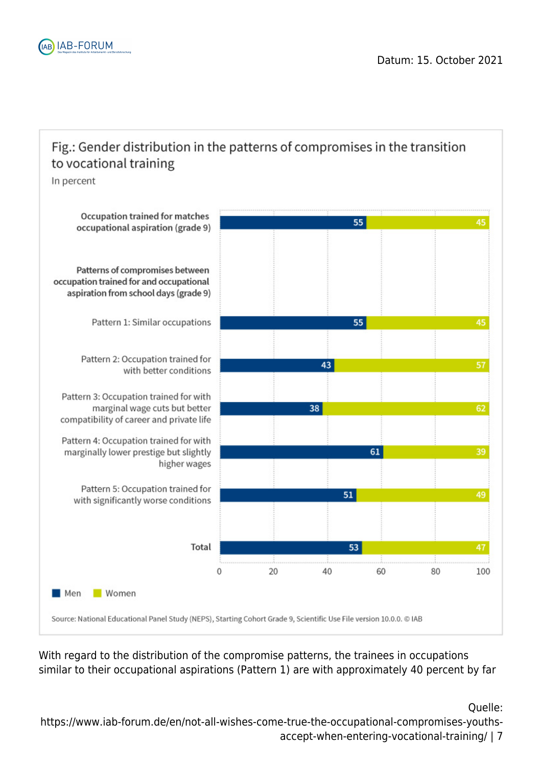Fig.: Gender distribution in the patterns of compromises in the transition to vocational training

In percent

| | Men | Women |
| --- | --- | --- |
| Occupation trained for matches occupational aspiration (grade 9) | 55 | 45 |
| **Patterns of compromises between occupation trained for and occupational aspiration from school days (grade 9)** | | |
| Pattern 1: Similar occupations | 55 | 45 |
| Pattern 2: Occupation trained for with better conditions | 43 | 57 |
| Pattern 3: Occupation trained for with marginal wage cuts but better compatibility of career and private life | 38 | 62 |
| Pattern 4: Occupation trained for with marginally lower prestige but slightly higher wages | 61 | 39 |
| Pattern 5: Occupation trained for with significantly worse conditions | 51 | 49 |
| **Total** | 53 | 47 |

Source: National Educational Panel Study (NEPS), Starting Cohort Grade 9, Scientific Use File version 10.0.0. © IAB

With regard to the distribution of the compromise patterns, the trainees in occupations similar to their occupational aspirations (Pattern 1) are with approximately 40 percent by far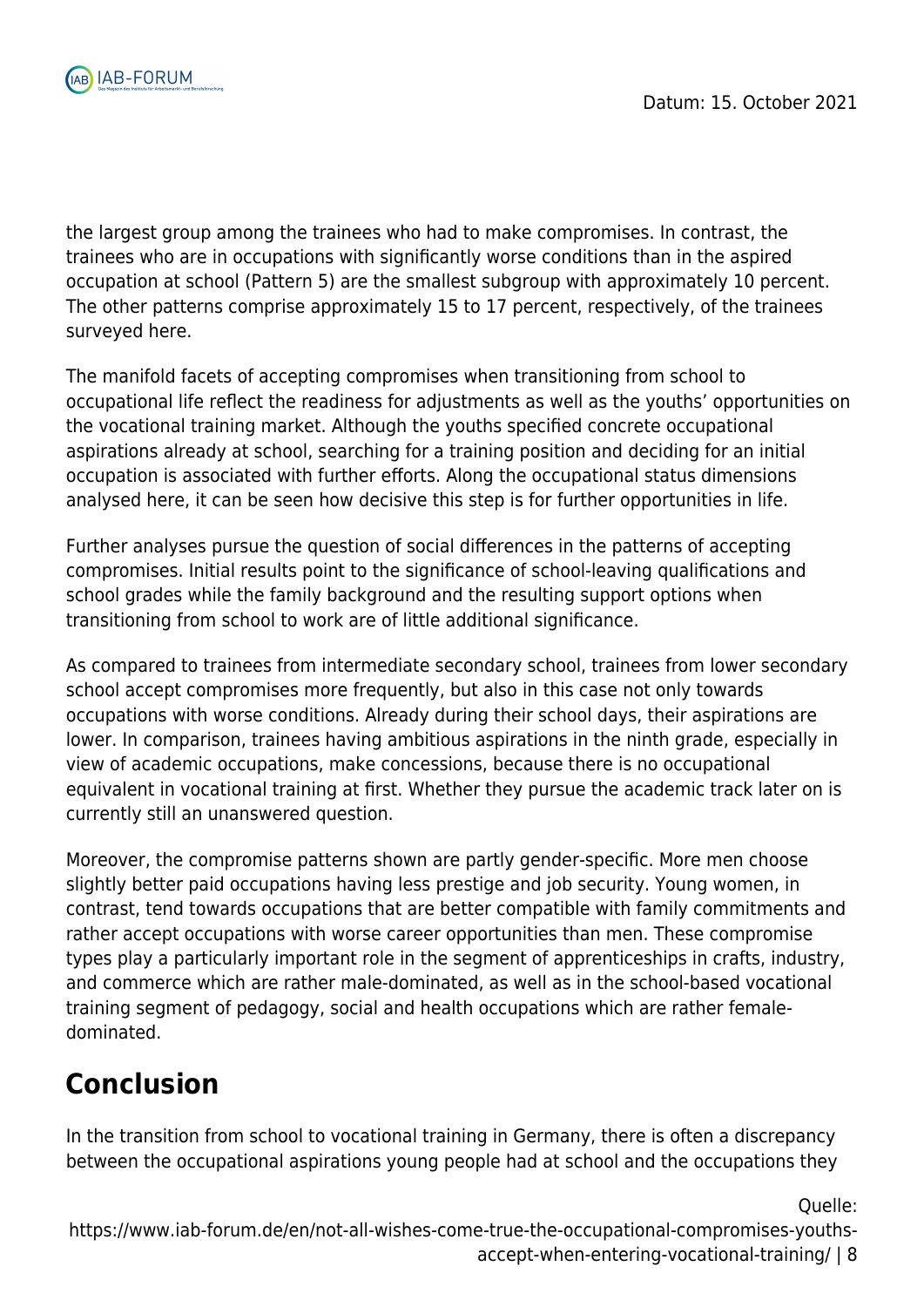the largest group among the trainees who had to make compromises. In contrast, the trainees who are in occupations with significantly worse conditions than in the aspired occupation at school (Pattern 5) are the smallest subgroup with approximately 10 percent. The other patterns comprise approximately 15 to 17 percent, respectively, of the trainees surveyed here.

The manifold facets of accepting compromises when transitioning from school to occupational life reflect the readiness for adjustments as well as the youths' opportunities on the vocational training market. Although the youths specified concrete occupational aspirations already at school, searching for a training position and deciding for an initial occupation is associated with further efforts. Along the occupational status dimensions analysed here, it can be seen how decisive this step is for further opportunities in life.

Further analyses pursue the question of social differences in the patterns of accepting compromises. Initial results point to the significance of school-leaving qualifications and school grades while the family background and the resulting support options when transitioning from school to work are of little additional significance.

As compared to trainees from intermediate secondary school, trainees from lower secondary school accept compromises more frequently, but also in this case not only towards occupations with worse conditions. Already during their school days, their aspirations are lower. In comparison, trainees having ambitious aspirations in the ninth grade, especially in view of academic occupations, make concessions, because there is no occupational equivalent in vocational training at first. Whether they pursue the academic track later on is currently still an unanswered question.

Moreover, the compromise patterns shown are partly gender-specific. More men choose slightly better paid occupations having less prestige and job security. Young women, in contrast, tend towards occupations that are better compatible with family commitments and rather accept occupations with worse career opportunities than men. These compromise types play a particularly important role in the segment of apprenticeships in crafts, industry, and commerce which are rather male-dominated, as well as in the school-based vocational training segment of pedagogy, social and health occupations which are rather female-dominated.

## Conclusion

In the transition from school to vocational training in Germany, there is often a discrepancy between the occupational aspirations young people had at school and the occupations they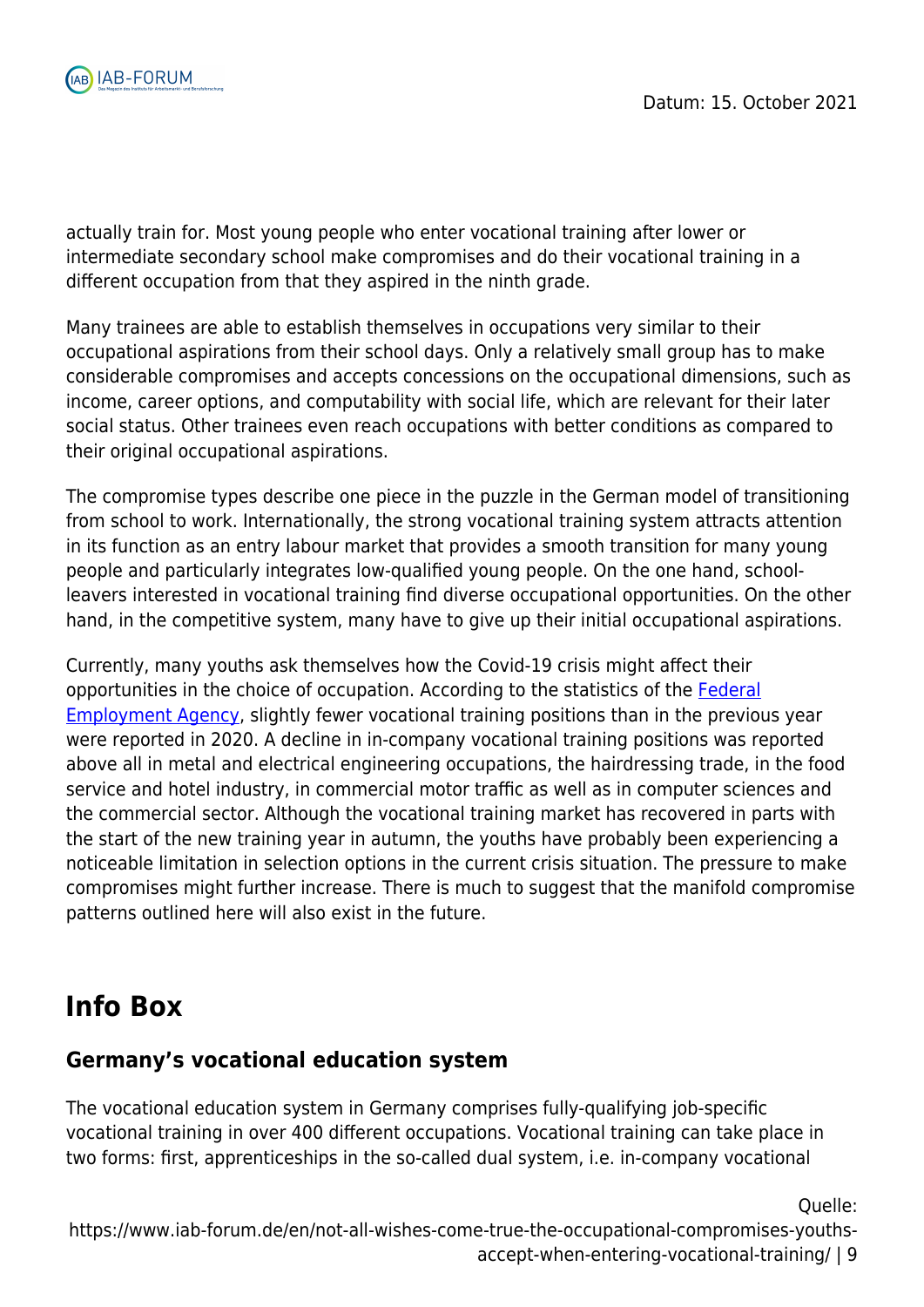actually train for. Most young people who enter vocational training after lower or intermediate secondary school make compromises and do their vocational training in a different occupation from that they aspired in the ninth grade.

Many trainees are able to establish themselves in occupations very similar to their occupational aspirations from their school days. Only a relatively small group has to make considerable compromises and accepts concessions on the occupational dimensions, such as income, career options, and computability with social life, which are relevant for their later social status. Other trainees even reach occupations with better conditions as compared to their original occupational aspirations.

The compromise types describe one piece in the puzzle in the German model of transitioning from school to work. Internationally, the strong vocational training system attracts attention in its function as an entry labour market that provides a smooth transition for many young people and particularly integrates low-qualified young people. On the one hand, school-leavers interested in vocational training find diverse occupational opportunities. On the other hand, in the competitive system, many have to give up their initial occupational aspirations.

Currently, many youths ask themselves how the Covid-19 crisis might affect their opportunities in the choice of occupation. According to the statistics of the Federal Employment Agency, slightly fewer vocational training positions than in the previous year were reported in 2020. A decline in in-company vocational training positions was reported above all in metal and electrical engineering occupations, the hairdressing trade, in the food service and hotel industry, in commercial motor traffic as well as in computer sciences and the commercial sector. Although the vocational training market has recovered in parts with the start of the new training year in autumn, the youths have probably been experiencing a noticeable limitation in selection options in the current crisis situation. The pressure to make compromises might further increase. There is much to suggest that the manifold compromise patterns outlined here will also exist in the future.

## Info Box

### Germany's vocational education system

The vocational education system in Germany comprises fully-qualifying job-specific vocational training in over 400 different occupations. Vocational training can take place in two forms: first, apprenticeships in the so-called dual system, i.e. in-company vocational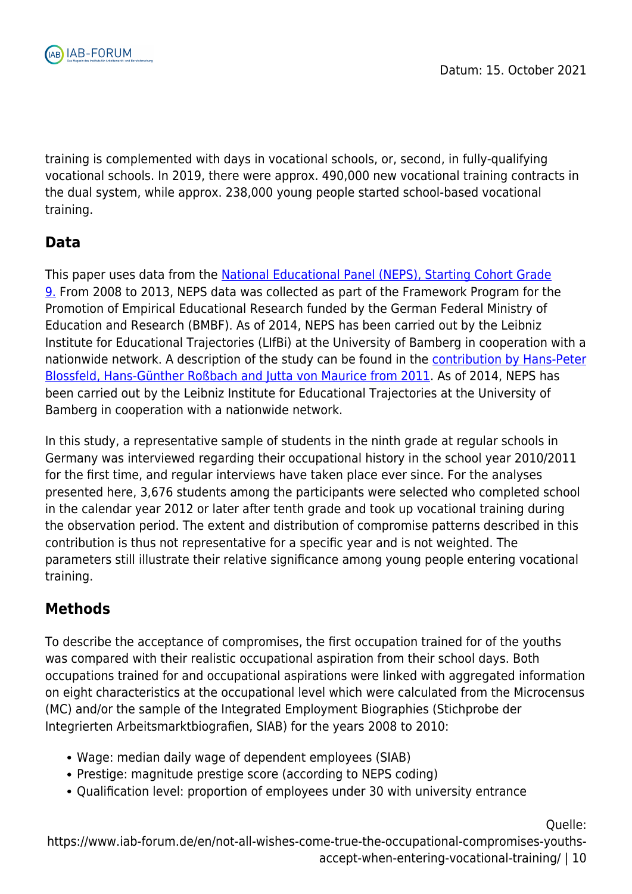training is complemented with days in vocational schools, or, second, in fully-qualifying vocational schools. In 2019, there were approx. 490,000 new vocational training contracts in the dual system, while approx. 238,000 young people started school-based vocational training.

## Data

This paper uses data from the National Educational Panel (NEPS), Starting Cohort Grade 9. From 2008 to 2013, NEPS data was collected as part of the Framework Program for the Promotion of Empirical Educational Research funded by the German Federal Ministry of Education and Research (BMBF). As of 2014, NEPS has been carried out by the Leibniz Institute for Educational Trajectories (LIfBi) at the University of Bamberg in cooperation with a nationwide network. A description of the study can be found in the contribution by Hans-Peter Blossfeld, Hans-Günther Roßbach and Jutta von Maurice from 2011. As of 2014, NEPS has been carried out by the Leibniz Institute for Educational Trajectories at the University of Bamberg in cooperation with a nationwide network.

In this study, a representative sample of students in the ninth grade at regular schools in Germany was interviewed regarding their occupational history in the school year 2010/2011 for the first time, and regular interviews have taken place ever since. For the analyses presented here, 3,676 students among the participants were selected who completed school in the calendar year 2012 or later after tenth grade and took up vocational training during the observation period. The extent and distribution of compromise patterns described in this contribution is thus not representative for a specific year and is not weighted. The parameters still illustrate their relative significance among young people entering vocational training.

## Methods

To describe the acceptance of compromises, the first occupation trained for of the youths was compared with their realistic occupational aspiration from their school days. Both occupations trained for and occupational aspirations were linked with aggregated information on eight characteristics at the occupational level which were calculated from the Microcensus (MC) and/or the sample of the Integrated Employment Biographies (Stichprobe der Integrierten Arbeitsmarktbiografien, SIAB) for the years 2008 to 2010:

- Wage: median daily wage of dependent employees (SIAB)
- Prestige: magnitude prestige score (according to NEPS coding)
- Qualification level: proportion of employees under 30 with university entrance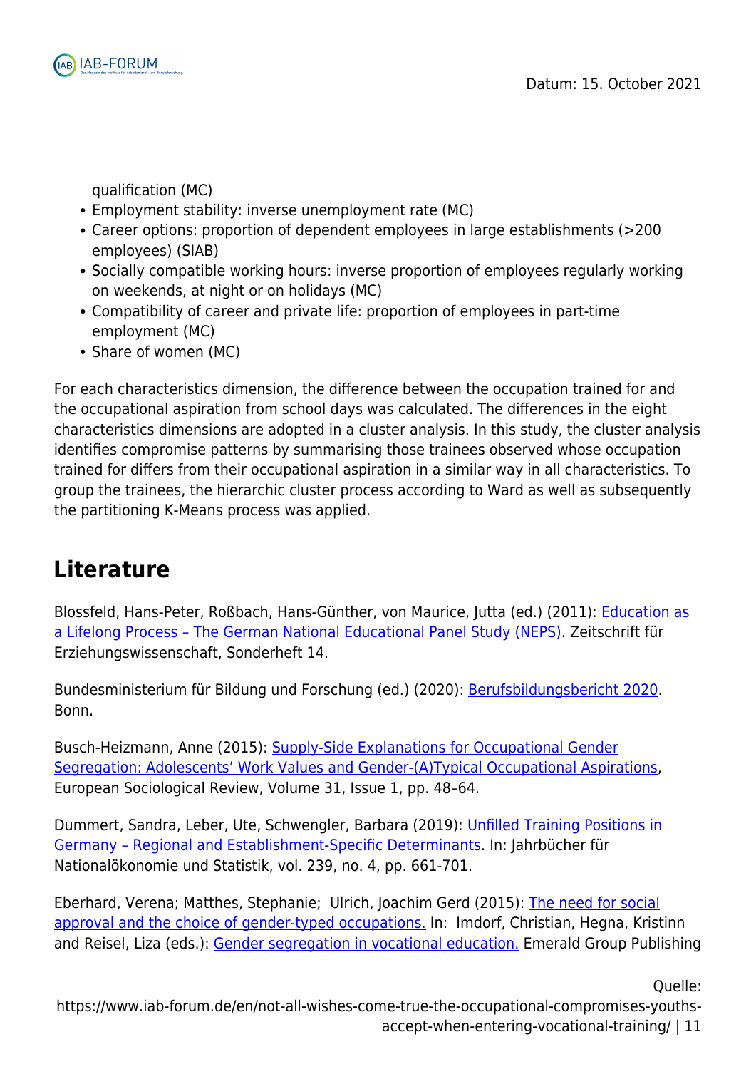qualification (MC)

- Employment stability: inverse unemployment rate (MC)
- Career options: proportion of dependent employees in large establishments (>200 employees) (SIAB)
- Socially compatible working hours: inverse proportion of employees regularly working on weekends, at night or on holidays (MC)
- Compatibility of career and private life: proportion of employees in part-time employment (MC)
- Share of women (MC)

For each characteristics dimension, the difference between the occupation trained for and the occupational aspiration from school days was calculated. The differences in the eight characteristics dimensions are adopted in a cluster analysis. In this study, the cluster analysis identifies compromise patterns by summarising those trainees observed whose occupation trained for differs from their occupational aspiration in a similar way in all characteristics. To group the trainees, the hierarchic cluster process according to Ward as well as subsequently the partitioning K-Means process was applied.

## Literature

Blossfeld, Hans-Peter, Roßbach, Hans-Günther, von Maurice, Jutta (ed.) (2011): Education as a Lifelong Process – The German National Educational Panel Study (NEPS). Zeitschrift für Erziehungswissenschaft, Sonderheft 14.

Bundesministerium für Bildung und Forschung (ed.) (2020): Berufsbildungsbericht 2020. Bonn.

Busch-Heizmann, Anne (2015): Supply-Side Explanations for Occupational Gender Segregation: Adolescents' Work Values and Gender-(A)Typical Occupational Aspirations, European Sociological Review, Volume 31, Issue 1, pp. 48–64.

Dummert, Sandra, Leber, Ute, Schwengler, Barbara (2019): Unfilled Training Positions in Germany – Regional and Establishment-Specific Determinants. In: Jahrbücher für Nationalökonomie und Statistik, vol. 239, no. 4, pp. 661-701.

Eberhard, Verena; Matthes, Stephanie; Ulrich, Joachim Gerd (2015): The need for social approval and the choice of gender-typed occupations. In: Imdorf, Christian, Hegna, Kristinn and Reisel, Liza (eds.): Gender segregation in vocational education. Emerald Group Publishing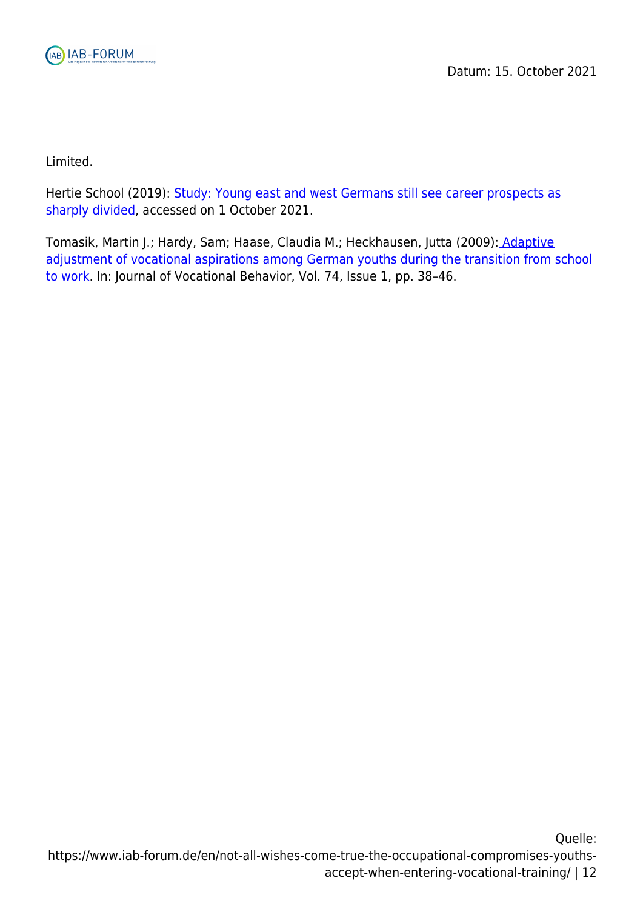Limited.

Hertie School (2019): Study: Young east and west Germans still see career prospects as sharply divided, accessed on 1 October 2021.

Tomasik, Martin J.; Hardy, Sam; Haase, Claudia M.; Heckhausen, Jutta (2009): Adaptive adjustment of vocational aspirations among German youths during the transition from school to work. In: Journal of Vocational Behavior, Vol. 74, Issue 1, pp. 38–46.